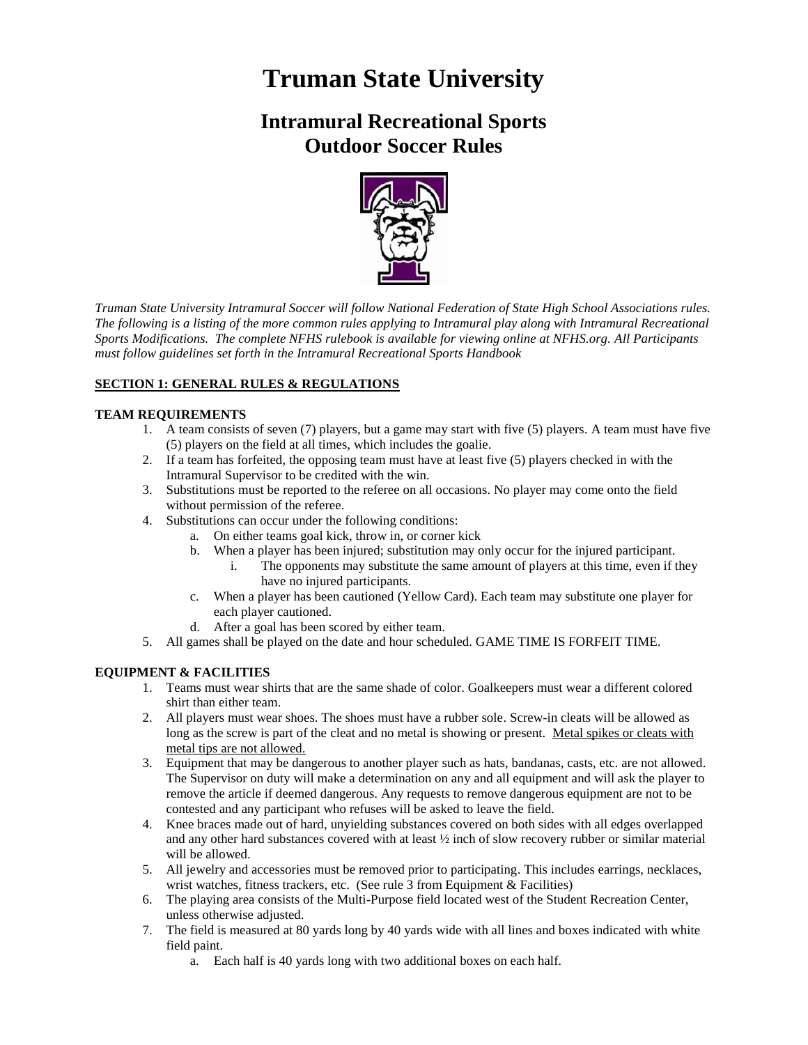# Truman State University

## Intramural Recreational Sports
## Outdoor Soccer Rules

*Truman State University Intramural Soccer will follow National Federation of State High School Associations rules. The following is a listing of the more common rules applying to Intramural play along with Intramural Recreational Sports Modifications. The complete NFHS rulebook is available for viewing online at NFHS.org. All Participants must follow guidelines set forth in the Intramural Recreational Sports Handbook*

### SECTION 1: GENERAL RULES & REGULATIONS

**TEAM REQUIREMENTS**

1. A team consists of seven (7) players, but a game may start with five (5) players. A team must have five (5) players on the field at all times, which includes the goalie.
2. If a team has forfeited, the opposing team must have at least five (5) players checked in with the Intramural Supervisor to be credited with the win.
3. Substitutions must be reported to the referee on all occasions. No player may come onto the field without permission of the referee.
4. Substitutions can occur under the following conditions:
    a. On either teams goal kick, throw in, or corner kick
    b. When a player has been injured; substitution may only occur for the injured participant.
        i. The opponents may substitute the same amount of players at this time, even if they have no injured participants.
    c. When a player has been cautioned (Yellow Card). Each team may substitute one player for each player cautioned.
    d. After a goal has been scored by either team.
5. All games shall be played on the date and hour scheduled. GAME TIME IS FORFEIT TIME.

**EQUIPMENT & FACILITIES**

1. Teams must wear shirts that are the same shade of color. Goalkeepers must wear a different colored shirt than either team.
2. All players must wear shoes. The shoes must have a rubber sole. Screw-in cleats will be allowed as long as the screw is part of the cleat and no metal is showing or present. <u>Metal spikes or cleats with metal tips are not allowed.</u>
3. Equipment that may be dangerous to another player such as hats, bandanas, casts, etc. are not allowed. The Supervisor on duty will make a determination on any and all equipment and will ask the player to remove the article if deemed dangerous. Any requests to remove dangerous equipment are not to be contested and any participant who refuses will be asked to leave the field.
4. Knee braces made out of hard, unyielding substances covered on both sides with all edges overlapped and any other hard substances covered with at least ½ inch of slow recovery rubber or similar material will be allowed.
5. All jewelry and accessories must be removed prior to participating. This includes earrings, necklaces, wrist watches, fitness trackers, etc. (See rule 3 from Equipment & Facilities)
6. The playing area consists of the Multi-Purpose field located west of the Student Recreation Center, unless otherwise adjusted.
7. The field is measured at 80 yards long by 40 yards wide with all lines and boxes indicated with white field paint.
    a. Each half is 40 yards long with two additional boxes on each half.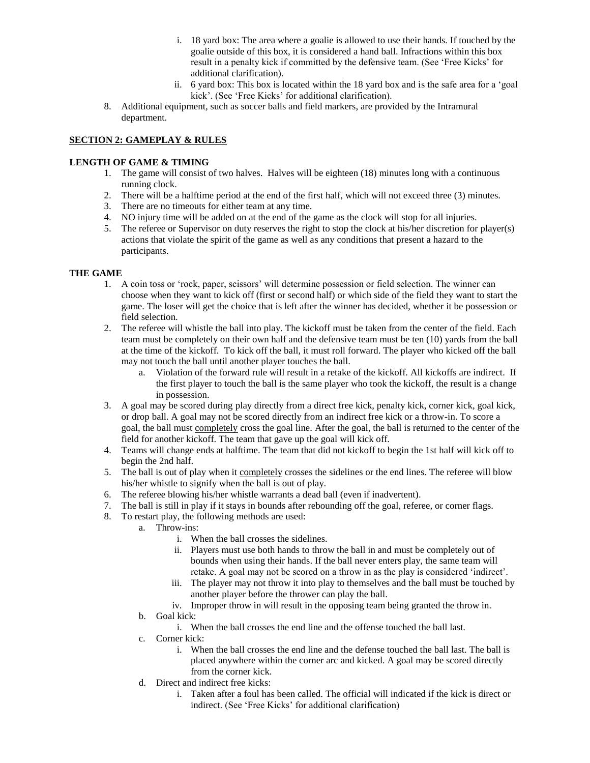i. 18 yard box: The area where a goalie is allowed to use their hands. If touched by the goalie outside of this box, it is considered a hand ball. Infractions within this box result in a penalty kick if committed by the defensive team. (See 'Free Kicks' for additional clarification).
   ii. 6 yard box: This box is located within the 18 yard box and is the safe area for a 'goal kick'. (See 'Free Kicks' for additional clarification).

8. Additional equipment, such as soccer balls and field markers, are provided by the Intramural department.

## SECTION 2: GAMEPLAY & RULES

### LENGTH OF GAME & TIMING

1. The game will consist of two halves. Halves will be eighteen (18) minutes long with a continuous running clock.
2. There will be a halftime period at the end of the first half, which will not exceed three (3) minutes.
3. There are no timeouts for either team at any time.
4. NO injury time will be added on at the end of the game as the clock will stop for all injuries.
5. The referee or Supervisor on duty reserves the right to stop the clock at his/her discretion for player(s) actions that violate the spirit of the game as well as any conditions that present a hazard to the participants.

### THE GAME

1. A coin toss or 'rock, paper, scissors' will determine possession or field selection. The winner can choose when they want to kick off (first or second half) or which side of the field they want to start the game. The loser will get the choice that is left after the winner has decided, whether it be possession or field selection.
2. The referee will whistle the ball into play. The kickoff must be taken from the center of the field. Each team must be completely on their own half and the defensive team must be ten (10) yards from the ball at the time of the kickoff. To kick off the ball, it must roll forward. The player who kicked off the ball may not touch the ball until another player touches the ball.
   a. Violation of the forward rule will result in a retake of the kickoff. All kickoffs are indirect. If the first player to touch the ball is the same player who took the kickoff, the result is a change in possession.
3. A goal may be scored during play directly from a direct free kick, penalty kick, corner kick, goal kick, or drop ball. A goal may not be scored directly from an indirect free kick or a throw-in. To score a goal, the ball must completely cross the goal line. After the goal, the ball is returned to the center of the field for another kickoff. The team that gave up the goal will kick off.
4. Teams will change ends at halftime. The team that did not kickoff to begin the 1st half will kick off to begin the 2nd half.
5. The ball is out of play when it completely crosses the sidelines or the end lines. The referee will blow his/her whistle to signify when the ball is out of play.
6. The referee blowing his/her whistle warrants a dead ball (even if inadvertent).
7. The ball is still in play if it stays in bounds after rebounding off the goal, referee, or corner flags.
8. To restart play, the following methods are used:
   a. Throw-ins:
      i. When the ball crosses the sidelines.
      ii. Players must use both hands to throw the ball in and must be completely out of bounds when using their hands. If the ball never enters play, the same team will retake. A goal may not be scored on a throw in as the play is considered 'indirect'.
      iii. The player may not throw it into play to themselves and the ball must be touched by another player before the thrower can play the ball.
      iv. Improper throw in will result in the opposing team being granted the throw in.
   b. Goal kick:
      i. When the ball crosses the end line and the offense touched the ball last.
   c. Corner kick:
      i. When the ball crosses the end line and the defense touched the ball last. The ball is placed anywhere within the corner arc and kicked. A goal may be scored directly from the corner kick.
   d. Direct and indirect free kicks:
      i. Taken after a foul has been called. The official will indicated if the kick is direct or indirect. (See 'Free Kicks' for additional clarification)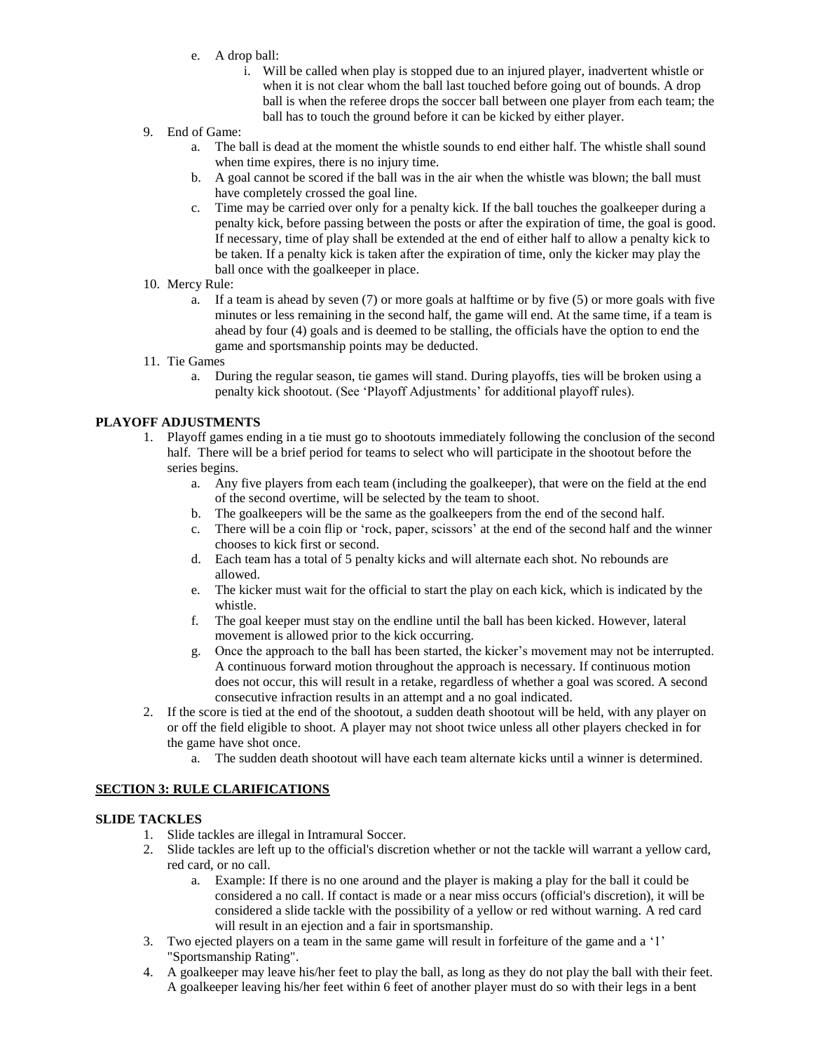e. A drop ball:
      i. Will be called when play is stopped due to an injured player, inadvertent whistle or when it is not clear whom the ball last touched before going out of bounds. A drop ball is when the referee drops the soccer ball between one player from each team; the ball has to touch the ground before it can be kicked by either player.

9. End of Game:
   a. The ball is dead at the moment the whistle sounds to end either half. The whistle shall sound when time expires, there is no injury time.
   b. A goal cannot be scored if the ball was in the air when the whistle was blown; the ball must have completely crossed the goal line.
   c. Time may be carried over only for a penalty kick. If the ball touches the goalkeeper during a penalty kick, before passing between the posts or after the expiration of time, the goal is good. If necessary, time of play shall be extended at the end of either half to allow a penalty kick to be taken. If a penalty kick is taken after the expiration of time, only the kicker may play the ball once with the goalkeeper in place.
10. Mercy Rule:
    a. If a team is ahead by seven (7) or more goals at halftime or by five (5) or more goals with five minutes or less remaining in the second half, the game will end. At the same time, if a team is ahead by four (4) goals and is deemed to be stalling, the officials have the option to end the game and sportsmanship points may be deducted.
11. Tie Games
    a. During the regular season, tie games will stand. During playoffs, ties will be broken using a penalty kick shootout. (See 'Playoff Adjustments' for additional playoff rules).

**PLAYOFF ADJUSTMENTS**

1. Playoff games ending in a tie must go to shootouts immediately following the conclusion of the second half. There will be a brief period for teams to select who will participate in the shootout before the series begins.
   a. Any five players from each team (including the goalkeeper), that were on the field at the end of the second overtime, will be selected by the team to shoot.
   b. The goalkeepers will be the same as the goalkeepers from the end of the second half.
   c. There will be a coin flip or 'rock, paper, scissors' at the end of the second half and the winner chooses to kick first or second.
   d. Each team has a total of 5 penalty kicks and will alternate each shot. No rebounds are allowed.
   e. The kicker must wait for the official to start the play on each kick, which is indicated by the whistle.
   f. The goal keeper must stay on the endline until the ball has been kicked. However, lateral movement is allowed prior to the kick occurring.
   g. Once the approach to the ball has been started, the kicker's movement may not be interrupted. A continuous forward motion throughout the approach is necessary. If continuous motion does not occur, this will result in a retake, regardless of whether a goal was scored. A second consecutive infraction results in an attempt and a no goal indicated.
2. If the score is tied at the end of the shootout, a sudden death shootout will be held, with any player on or off the field eligible to shoot. A player may not shoot twice unless all other players checked in for the game have shot once.
   a. The sudden death shootout will have each team alternate kicks until a winner is determined.

## SECTION 3: RULE CLARIFICATIONS

**SLIDE TACKLES**

1. Slide tackles are illegal in Intramural Soccer.
2. Slide tackles are left up to the official's discretion whether or not the tackle will warrant a yellow card, red card, or no call.
   a. Example: If there is no one around and the player is making a play for the ball it could be considered a no call. If contact is made or a near miss occurs (official's discretion), it will be considered a slide tackle with the possibility of a yellow or red without warning. A red card will result in an ejection and a fair in sportsmanship.
3. Two ejected players on a team in the same game will result in forfeiture of the game and a '1' "Sportsmanship Rating".
4. A goalkeeper may leave his/her feet to play the ball, as long as they do not play the ball with their feet. A goalkeeper leaving his/her feet within 6 feet of another player must do so with their legs in a bent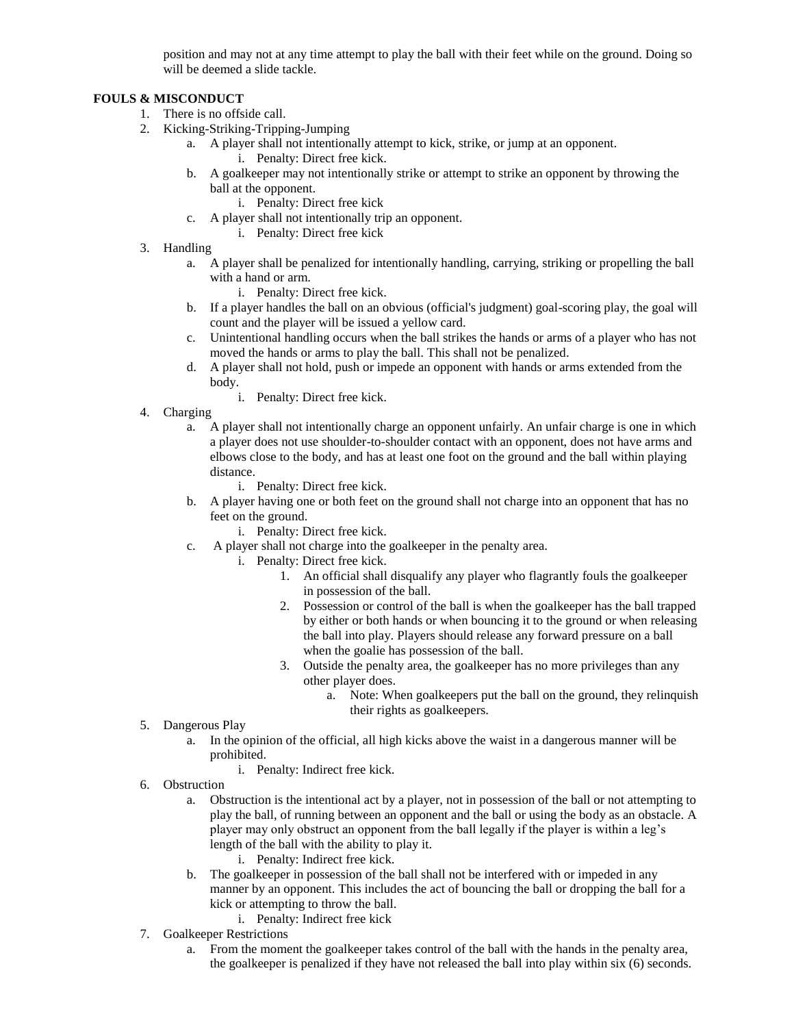position and may not at any time attempt to play the ball with their feet while on the ground. Doing so will be deemed a slide tackle.

**FOULS & MISCONDUCT**

1. There is no offside call.
2. Kicking-Striking-Tripping-Jumping
   a. A player shall not intentionally attempt to kick, strike, or jump at an opponent.
      i. Penalty: Direct free kick.
   b. A goalkeeper may not intentionally strike or attempt to strike an opponent by throwing the ball at the opponent.
      i. Penalty: Direct free kick
   c. A player shall not intentionally trip an opponent.
      i. Penalty: Direct free kick
3. Handling
   a. A player shall be penalized for intentionally handling, carrying, striking or propelling the ball with a hand or arm.
      i. Penalty: Direct free kick.
   b. If a player handles the ball on an obvious (official's judgment) goal-scoring play, the goal will count and the player will be issued a yellow card.
   c. Unintentional handling occurs when the ball strikes the hands or arms of a player who has not moved the hands or arms to play the ball. This shall not be penalized.
   d. A player shall not hold, push or impede an opponent with hands or arms extended from the body.
      i. Penalty: Direct free kick.
4. Charging
   a. A player shall not intentionally charge an opponent unfairly. An unfair charge is one in which a player does not use shoulder-to-shoulder contact with an opponent, does not have arms and elbows close to the body, and has at least one foot on the ground and the ball within playing distance.
      i. Penalty: Direct free kick.
   b. A player having one or both feet on the ground shall not charge into an opponent that has no feet on the ground.
      i. Penalty: Direct free kick.
   c. A player shall not charge into the goalkeeper in the penalty area.
      i. Penalty: Direct free kick.
         1. An official shall disqualify any player who flagrantly fouls the goalkeeper in possession of the ball.
         2. Possession or control of the ball is when the goalkeeper has the ball trapped by either or both hands or when bouncing it to the ground or when releasing the ball into play. Players should release any forward pressure on a ball when the goalie has possession of the ball.
         3. Outside the penalty area, the goalkeeper has no more privileges than any other player does.
            a. Note: When goalkeepers put the ball on the ground, they relinquish their rights as goalkeepers.
5. Dangerous Play
   a. In the opinion of the official, all high kicks above the waist in a dangerous manner will be prohibited.
      i. Penalty: Indirect free kick.
6. Obstruction
   a. Obstruction is the intentional act by a player, not in possession of the ball or not attempting to play the ball, of running between an opponent and the ball or using the body as an obstacle. A player may only obstruct an opponent from the ball legally if the player is within a leg's length of the ball with the ability to play it.
      i. Penalty: Indirect free kick.
   b. The goalkeeper in possession of the ball shall not be interfered with or impeded in any manner by an opponent. This includes the act of bouncing the ball or dropping the ball for a kick or attempting to throw the ball.
      i. Penalty: Indirect free kick
7. Goalkeeper Restrictions
   a. From the moment the goalkeeper takes control of the ball with the hands in the penalty area, the goalkeeper is penalized if they have not released the ball into play within six (6) seconds.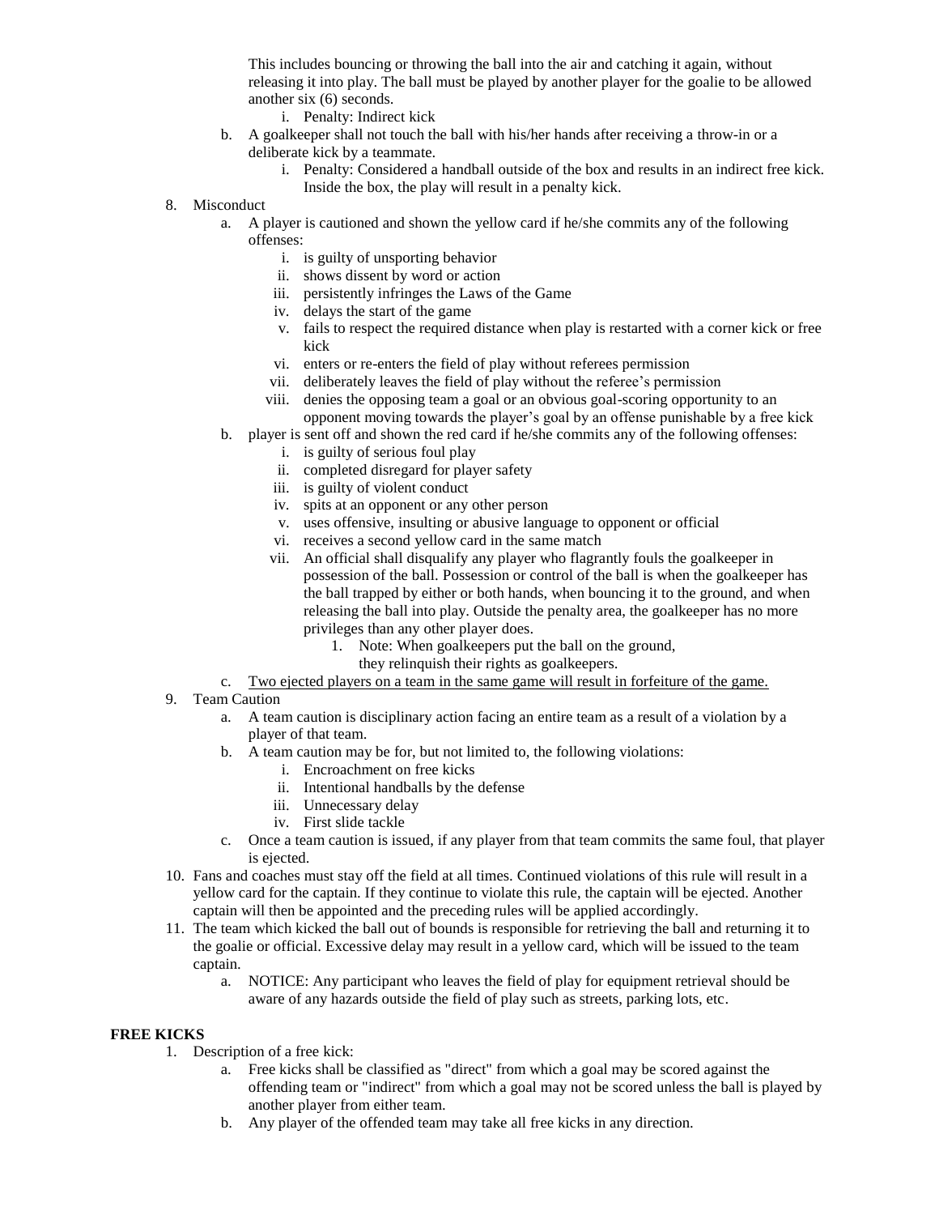This includes bouncing or throwing the ball into the air and catching it again, without releasing it into play. The ball must be played by another player for the goalie to be allowed another six (6) seconds.

   i. Penalty: Indirect kick

b. A goalkeeper shall not touch the ball with his/her hands after receiving a throw-in or a deliberate kick by a teammate.
   i. Penalty: Considered a handball outside of the box and results in an indirect free kick. Inside the box, the play will result in a penalty kick.

8. Misconduct
   a. A player is cautioned and shown the yellow card if he/she commits any of the following offenses:
      i. is guilty of unsporting behavior
      ii. shows dissent by word or action
      iii. persistently infringes the Laws of the Game
      iv. delays the start of the game
      v. fails to respect the required distance when play is restarted with a corner kick or free kick
      vi. enters or re-enters the field of play without referees permission
      vii. deliberately leaves the field of play without the referee's permission
      viii. denies the opposing team a goal or an obvious goal-scoring opportunity to an opponent moving towards the player's goal by an offense punishable by a free kick
   b. player is sent off and shown the red card if he/she commits any of the following offenses:
      i. is guilty of serious foul play
      ii. completed disregard for player safety
      iii. is guilty of violent conduct
      iv. spits at an opponent or any other person
      v. uses offensive, insulting or abusive language to opponent or official
      vi. receives a second yellow card in the same match
      vii. An official shall disqualify any player who flagrantly fouls the goalkeeper in possession of the ball. Possession or control of the ball is when the goalkeeper has the ball trapped by either or both hands, when bouncing it to the ground, and when releasing the ball into play. Outside the penalty area, the goalkeeper has no more privileges than any other player does.
         1. Note: When goalkeepers put the ball on the ground, they relinquish their rights as goalkeepers.
   c. <u>Two ejected players on a team in the same game will result in forfeiture of the game.</u>
9. Team Caution
   a. A team caution is disciplinary action facing an entire team as a result of a violation by a player of that team.
   b. A team caution may be for, but not limited to, the following violations:
      i. Encroachment on free kicks
      ii. Intentional handballs by the defense
      iii. Unnecessary delay
      iv. First slide tackle
   c. Once a team caution is issued, if any player from that team commits the same foul, that player is ejected.
10. Fans and coaches must stay off the field at all times. Continued violations of this rule will result in a yellow card for the captain. If they continue to violate this rule, the captain will be ejected. Another captain will then be appointed and the preceding rules will be applied accordingly.
11. The team which kicked the ball out of bounds is responsible for retrieving the ball and returning it to the goalie or official. Excessive delay may result in a yellow card, which will be issued to the team captain.
   a. NOTICE: Any participant who leaves the field of play for equipment retrieval should be aware of any hazards outside the field of play such as streets, parking lots, etc.

**FREE KICKS**

1. Description of a free kick:
   a. Free kicks shall be classified as "direct" from which a goal may be scored against the offending team or "indirect" from which a goal may not be scored unless the ball is played by another player from either team.
   b. Any player of the offended team may take all free kicks in any direction.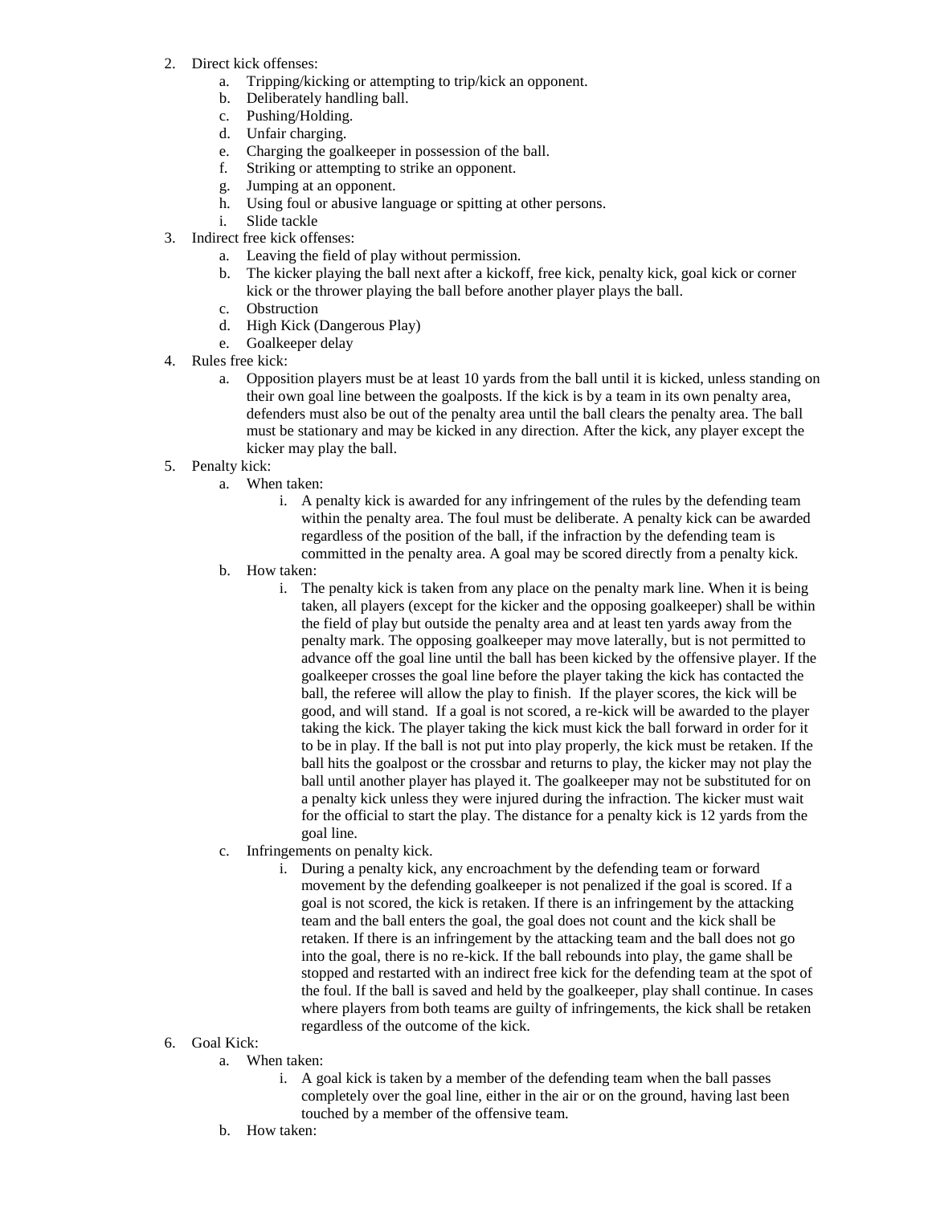2. Direct kick offenses:
    a. Tripping/kicking or attempting to trip/kick an opponent.
    b. Deliberately handling ball.
    c. Pushing/Holding.
    d. Unfair charging.
    e. Charging the goalkeeper in possession of the ball.
    f. Striking or attempting to strike an opponent.
    g. Jumping at an opponent.
    h. Using foul or abusive language or spitting at other persons.
    i. Slide tackle
3. Indirect free kick offenses:
    a. Leaving the field of play without permission.
    b. The kicker playing the ball next after a kickoff, free kick, penalty kick, goal kick or corner kick or the thrower playing the ball before another player plays the ball.
    c. Obstruction
    d. High Kick (Dangerous Play)
    e. Goalkeeper delay
4. Rules free kick:
    a. Opposition players must be at least 10 yards from the ball until it is kicked, unless standing on their own goal line between the goalposts. If the kick is by a team in its own penalty area, defenders must also be out of the penalty area until the ball clears the penalty area. The ball must be stationary and may be kicked in any direction. After the kick, any player except the kicker may play the ball.
5. Penalty kick:
    a. When taken:
        i. A penalty kick is awarded for any infringement of the rules by the defending team within the penalty area. The foul must be deliberate. A penalty kick can be awarded regardless of the position of the ball, if the infraction by the defending team is committed in the penalty area. A goal may be scored directly from a penalty kick.
    b. How taken:
        i. The penalty kick is taken from any place on the penalty mark line. When it is being taken, all players (except for the kicker and the opposing goalkeeper) shall be within the field of play but outside the penalty area and at least ten yards away from the penalty mark. The opposing goalkeeper may move laterally, but is not permitted to advance off the goal line until the ball has been kicked by the offensive player. If the goalkeeper crosses the goal line before the player taking the kick has contacted the ball, the referee will allow the play to finish. If the player scores, the kick will be good, and will stand. If a goal is not scored, a re-kick will be awarded to the player taking the kick. The player taking the kick must kick the ball forward in order for it to be in play. If the ball is not put into play properly, the kick must be retaken. If the ball hits the goalpost or the crossbar and returns to play, the kicker may not play the ball until another player has played it. The goalkeeper may not be substituted for on a penalty kick unless they were injured during the infraction. The kicker must wait for the official to start the play. The distance for a penalty kick is 12 yards from the goal line.
    c. Infringements on penalty kick.
        i. During a penalty kick, any encroachment by the defending team or forward movement by the defending goalkeeper is not penalized if the goal is scored. If a goal is not scored, the kick is retaken. If there is an infringement by the attacking team and the ball enters the goal, the goal does not count and the kick shall be retaken. If there is an infringement by the attacking team and the ball does not go into the goal, there is no re-kick. If the ball rebounds into play, the game shall be stopped and restarted with an indirect free kick for the defending team at the spot of the foul. If the ball is saved and held by the goalkeeper, play shall continue. In cases where players from both teams are guilty of infringements, the kick shall be retaken regardless of the outcome of the kick.
6. Goal Kick:
    a. When taken:
        i. A goal kick is taken by a member of the defending team when the ball passes completely over the goal line, either in the air or on the ground, having last been touched by a member of the offensive team.
    b. How taken: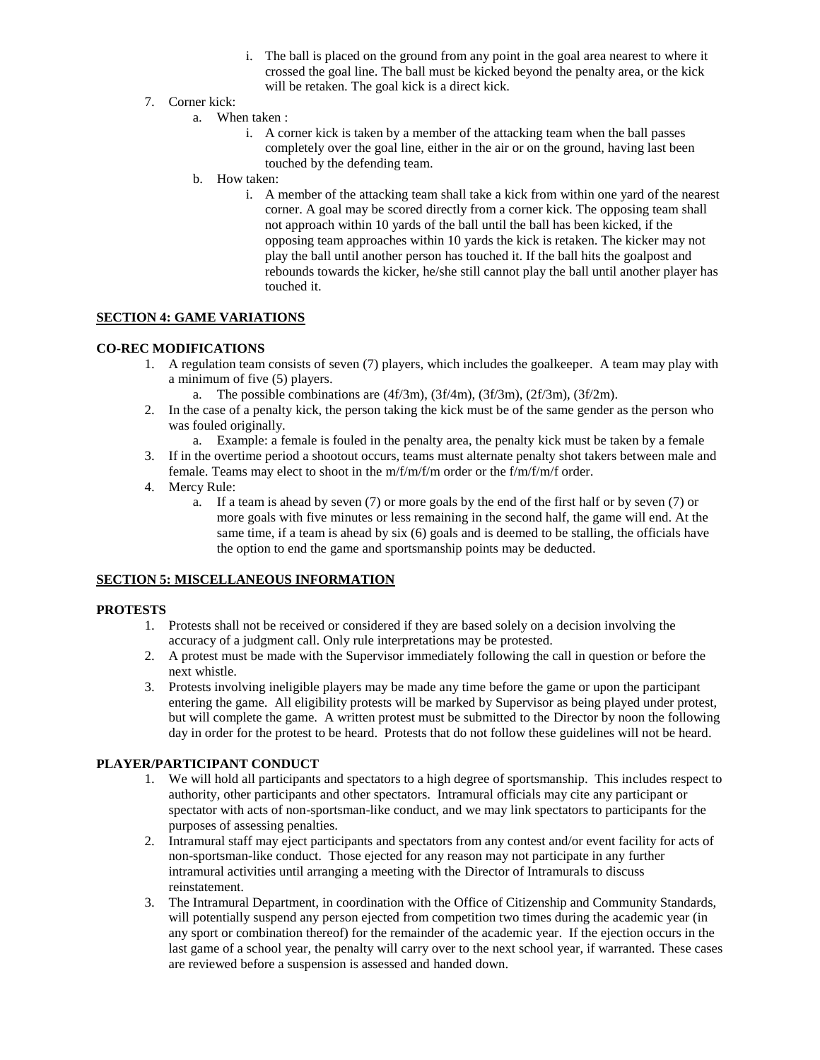i. The ball is placed on the ground from any point in the goal area nearest to where it crossed the goal line. The ball must be kicked beyond the penalty area, or the kick will be retaken. The goal kick is a direct kick.

7. Corner kick:
   a. When taken :
      i. A corner kick is taken by a member of the attacking team when the ball passes completely over the goal line, either in the air or on the ground, having last been touched by the defending team.
   b. How taken:
      i. A member of the attacking team shall take a kick from within one yard of the nearest corner. A goal may be scored directly from a corner kick. The opposing team shall not approach within 10 yards of the ball until the ball has been kicked, if the opposing team approaches within 10 yards the kick is retaken. The kicker may not play the ball until another person has touched it. If the ball hits the goalpost and rebounds towards the kicker, he/she still cannot play the ball until another player has touched it.

## SECTION 4: GAME VARIATIONS

### CO-REC MODIFICATIONS

1. A regulation team consists of seven (7) players, which includes the goalkeeper. A team may play with a minimum of five (5) players.
   a. The possible combinations are (4f/3m), (3f/4m), (3f/3m), (2f/3m), (3f/2m).
2. In the case of a penalty kick, the person taking the kick must be of the same gender as the person who was fouled originally.
   a. Example: a female is fouled in the penalty area, the penalty kick must be taken by a female
3. If in the overtime period a shootout occurs, teams must alternate penalty shot takers between male and female. Teams may elect to shoot in the m/f/m/f/m order or the f/m/f/m/f order.
4. Mercy Rule:
   a. If a team is ahead by seven (7) or more goals by the end of the first half or by seven (7) or more goals with five minutes or less remaining in the second half, the game will end. At the same time, if a team is ahead by six (6) goals and is deemed to be stalling, the officials have the option to end the game and sportsmanship points may be deducted.

## SECTION 5: MISCELLANEOUS INFORMATION

### PROTESTS

1. Protests shall not be received or considered if they are based solely on a decision involving the accuracy of a judgment call. Only rule interpretations may be protested.
2. A protest must be made with the Supervisor immediately following the call in question or before the next whistle.
3. Protests involving ineligible players may be made any time before the game or upon the participant entering the game. All eligibility protests will be marked by Supervisor as being played under protest, but will complete the game. A written protest must be submitted to the Director by noon the following day in order for the protest to be heard. Protests that do not follow these guidelines will not be heard.

### PLAYER/PARTICIPANT CONDUCT

1. We will hold all participants and spectators to a high degree of sportsmanship. This includes respect to authority, other participants and other spectators. Intramural officials may cite any participant or spectator with acts of non-sportsman-like conduct, and we may link spectators to participants for the purposes of assessing penalties.
2. Intramural staff may eject participants and spectators from any contest and/or event facility for acts of non-sportsman-like conduct. Those ejected for any reason may not participate in any further intramural activities until arranging a meeting with the Director of Intramurals to discuss reinstatement.
3. The Intramural Department, in coordination with the Office of Citizenship and Community Standards, will potentially suspend any person ejected from competition two times during the academic year (in any sport or combination thereof) for the remainder of the academic year. If the ejection occurs in the last game of a school year, the penalty will carry over to the next school year, if warranted. These cases are reviewed before a suspension is assessed and handed down.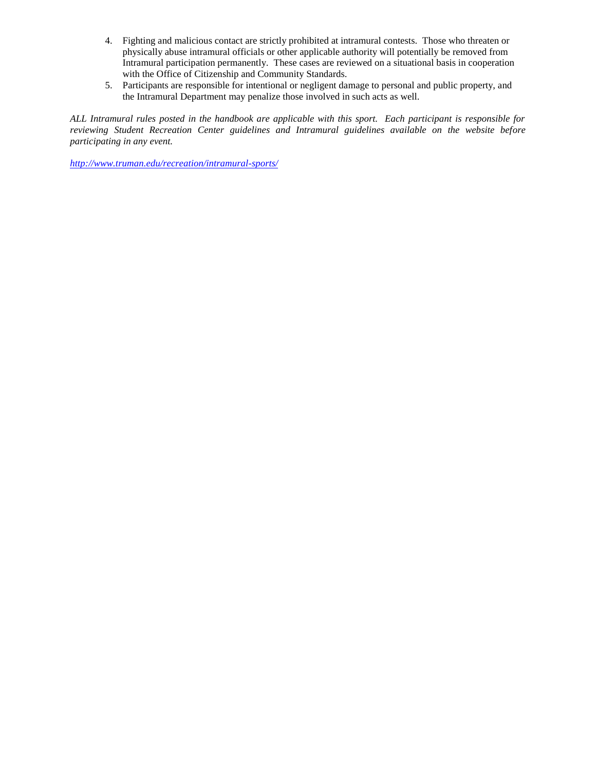4. Fighting and malicious contact are strictly prohibited at intramural contests. Those who threaten or physically abuse intramural officials or other applicable authority will potentially be removed from Intramural participation permanently. These cases are reviewed on a situational basis in cooperation with the Office of Citizenship and Community Standards.
5. Participants are responsible for intentional or negligent damage to personal and public property, and the Intramural Department may penalize those involved in such acts as well.

*ALL Intramural rules posted in the handbook are applicable with this sport. Each participant is responsible for reviewing Student Recreation Center guidelines and Intramural guidelines available on the website before participating in any event.*

*http://www.truman.edu/recreation/intramural-sports/*